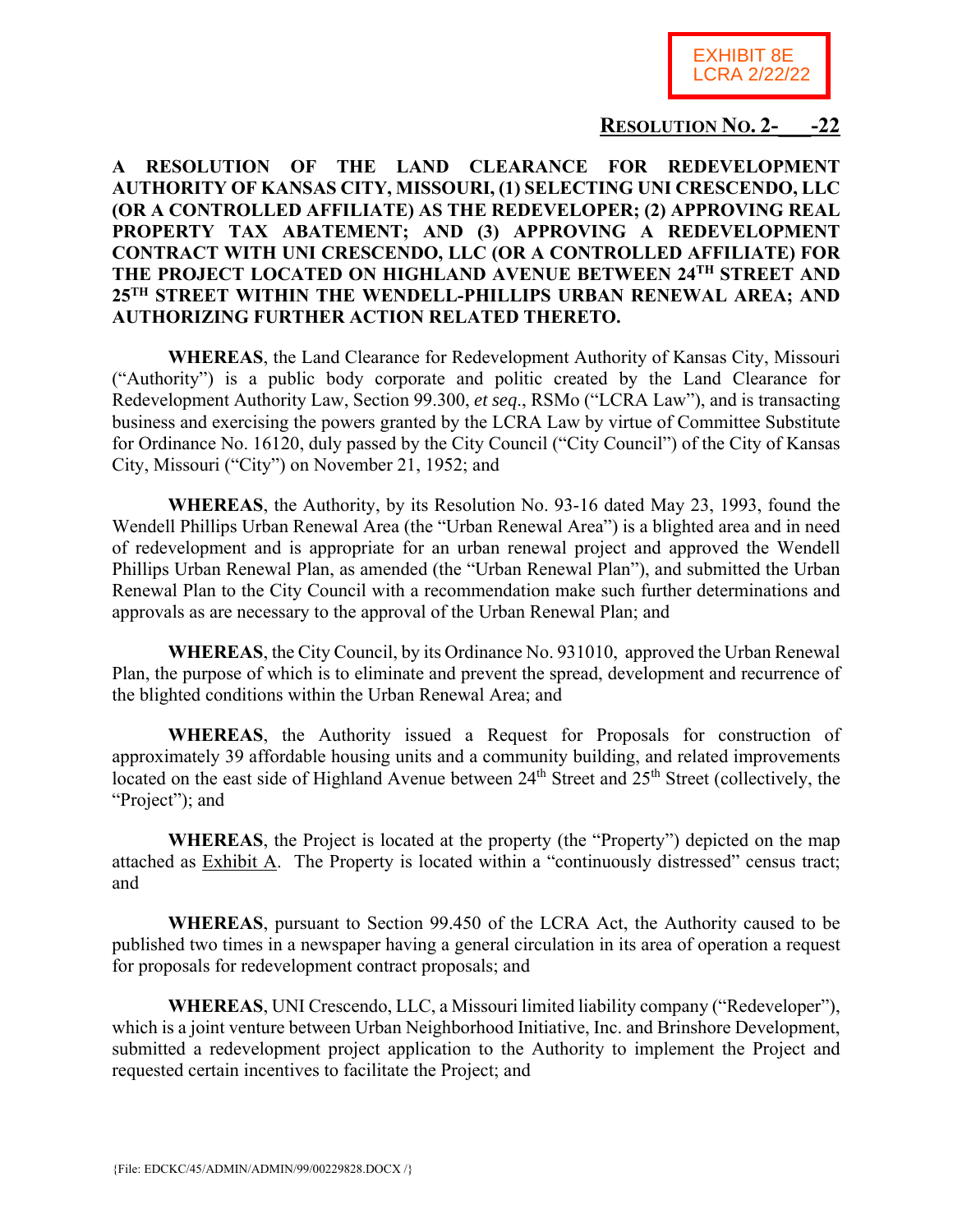EXHIBIT 8E
LCRA 2/22/22

**RESOLUTION NO. 2-___-22**

**A RESOLUTION OF THE LAND CLEARANCE FOR REDEVELOPMENT AUTHORITY OF KANSAS CITY, MISSOURI, (1) SELECTING UNI CRESCENDO, LLC (OR A CONTROLLED AFFILIATE) AS THE REDEVELOPER; (2) APPROVING REAL PROPERTY TAX ABATEMENT; AND (3) APPROVING A REDEVELOPMENT CONTRACT WITH UNI CRESCENDO, LLC (OR A CONTROLLED AFFILIATE) FOR THE PROJECT LOCATED ON HIGHLAND AVENUE BETWEEN 24TH STREET AND 25TH STREET WITHIN THE WENDELL-PHILLIPS URBAN RENEWAL AREA; AND AUTHORIZING FURTHER ACTION RELATED THERETO.**

**WHEREAS**, the Land Clearance for Redevelopment Authority of Kansas City, Missouri ("Authority") is a public body corporate and politic created by the Land Clearance for Redevelopment Authority Law, Section 99.300, *et seq*., RSMo ("LCRA Law"), and is transacting business and exercising the powers granted by the LCRA Law by virtue of Committee Substitute for Ordinance No. 16120, duly passed by the City Council ("City Council") of the City of Kansas City, Missouri ("City") on November 21, 1952; and

**WHEREAS**, the Authority, by its Resolution No. 93-16 dated May 23, 1993, found the Wendell Phillips Urban Renewal Area (the "Urban Renewal Area") is a blighted area and in need of redevelopment and is appropriate for an urban renewal project and approved the Wendell Phillips Urban Renewal Plan, as amended (the "Urban Renewal Plan"), and submitted the Urban Renewal Plan to the City Council with a recommendation make such further determinations and approvals as are necessary to the approval of the Urban Renewal Plan; and

**WHEREAS**, the City Council, by its Ordinance No. 931010, approved the Urban Renewal Plan, the purpose of which is to eliminate and prevent the spread, development and recurrence of the blighted conditions within the Urban Renewal Area; and

**WHEREAS**, the Authority issued a Request for Proposals for construction of approximately 39 affordable housing units and a community building, and related improvements located on the east side of Highland Avenue between 24th Street and 25th Street (collectively, the "Project"); and

**WHEREAS**, the Project is located at the property (the "Property") depicted on the map attached as Exhibit A. The Property is located within a "continuously distressed" census tract; and

**WHEREAS**, pursuant to Section 99.450 of the LCRA Act, the Authority caused to be published two times in a newspaper having a general circulation in its area of operation a request for proposals for redevelopment contract proposals; and

**WHEREAS**, UNI Crescendo, LLC, a Missouri limited liability company ("Redeveloper"), which is a joint venture between Urban Neighborhood Initiative, Inc. and Brinshore Development, submitted a redevelopment project application to the Authority to implement the Project and requested certain incentives to facilitate the Project; and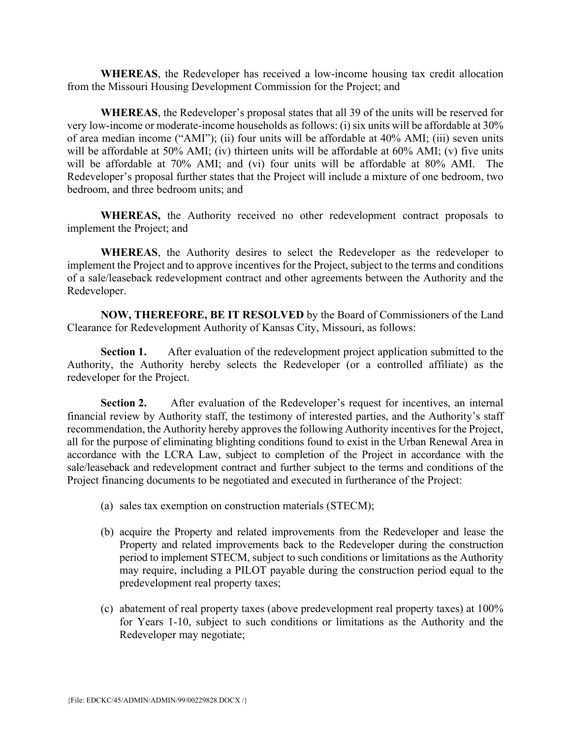**WHEREAS**, the Redeveloper has received a low-income housing tax credit allocation from the Missouri Housing Development Commission for the Project; and

**WHEREAS**, the Redeveloper's proposal states that all 39 of the units will be reserved for very low-income or moderate-income households as follows: (i) six units will be affordable at 30% of area median income ("AMI"); (ii) four units will be affordable at 40% AMI; (iii) seven units will be affordable at 50% AMI; (iv) thirteen units will be affordable at 60% AMI; (v) five units will be affordable at 70% AMI; and (vi) four units will be affordable at 80% AMI. The Redeveloper's proposal further states that the Project will include a mixture of one bedroom, two bedroom, and three bedroom units; and

**WHEREAS,** the Authority received no other redevelopment contract proposals to implement the Project; and

**WHEREAS**, the Authority desires to select the Redeveloper as the redeveloper to implement the Project and to approve incentives for the Project, subject to the terms and conditions of a sale/leaseback redevelopment contract and other agreements between the Authority and the Redeveloper.

**NOW, THEREFORE, BE IT RESOLVED** by the Board of Commissioners of the Land Clearance for Redevelopment Authority of Kansas City, Missouri, as follows:

**Section 1.** After evaluation of the redevelopment project application submitted to the Authority, the Authority hereby selects the Redeveloper (or a controlled affiliate) as the redeveloper for the Project.

**Section 2.** After evaluation of the Redeveloper's request for incentives, an internal financial review by Authority staff, the testimony of interested parties, and the Authority's staff recommendation, the Authority hereby approves the following Authority incentives for the Project, all for the purpose of eliminating blighting conditions found to exist in the Urban Renewal Area in accordance with the LCRA Law, subject to completion of the Project in accordance with the sale/leaseback and redevelopment contract and further subject to the terms and conditions of the Project financing documents to be negotiated and executed in furtherance of the Project:

(a) sales tax exemption on construction materials (STECM);

(b) acquire the Property and related improvements from the Redeveloper and lease the Property and related improvements back to the Redeveloper during the construction period to implement STECM, subject to such conditions or limitations as the Authority may require, including a PILOT payable during the construction period equal to the predevelopment real property taxes;

(c) abatement of real property taxes (above predevelopment real property taxes) at 100% for Years 1-10, subject to such conditions or limitations as the Authority and the Redeveloper may negotiate;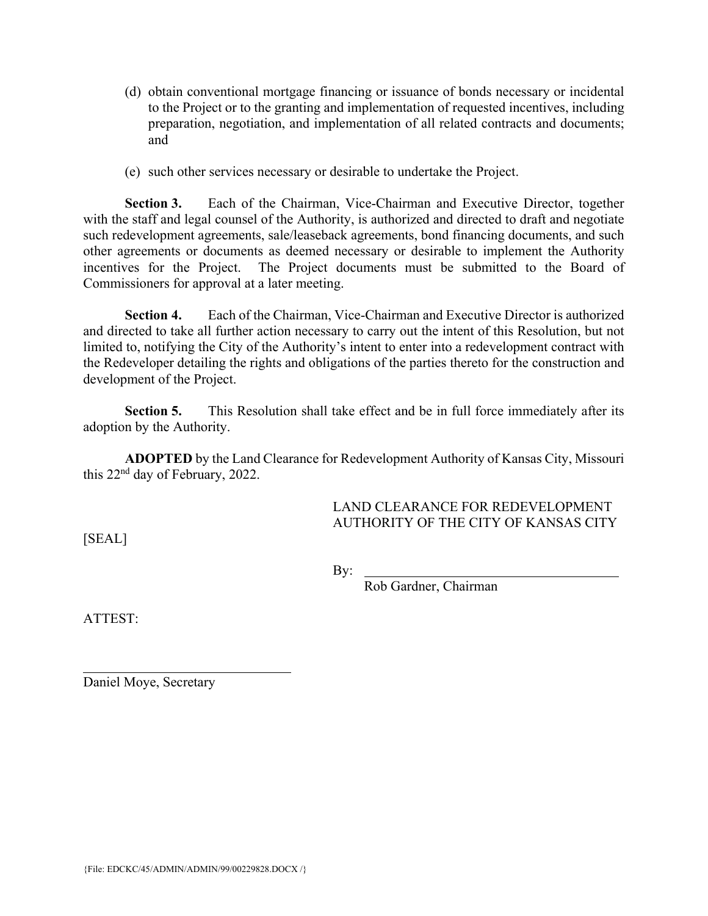(d) obtain conventional mortgage financing or issuance of bonds necessary or incidental to the Project or to the granting and implementation of requested incentives, including preparation, negotiation, and implementation of all related contracts and documents; and

(e) such other services necessary or desirable to undertake the Project.

**Section 3.** Each of the Chairman, Vice-Chairman and Executive Director, together with the staff and legal counsel of the Authority, is authorized and directed to draft and negotiate such redevelopment agreements, sale/leaseback agreements, bond financing documents, and such other agreements or documents as deemed necessary or desirable to implement the Authority incentives for the Project. The Project documents must be submitted to the Board of Commissioners for approval at a later meeting.

**Section 4.** Each of the Chairman, Vice-Chairman and Executive Director is authorized and directed to take all further action necessary to carry out the intent of this Resolution, but not limited to, notifying the City of the Authority's intent to enter into a redevelopment contract with the Redeveloper detailing the rights and obligations of the parties thereto for the construction and development of the Project.

**Section 5.** This Resolution shall take effect and be in full force immediately after its adoption by the Authority.

**ADOPTED** by the Land Clearance for Redevelopment Authority of Kansas City, Missouri this 22nd day of February, 2022.

LAND CLEARANCE FOR REDEVELOPMENT AUTHORITY OF THE CITY OF KANSAS CITY

[SEAL]

By: ______________________________
Rob Gardner, Chairman

ATTEST:

______________________________
Daniel Moye, Secretary

{File: EDCKC/45/ADMIN/ADMIN/99/00229828.DOCX /}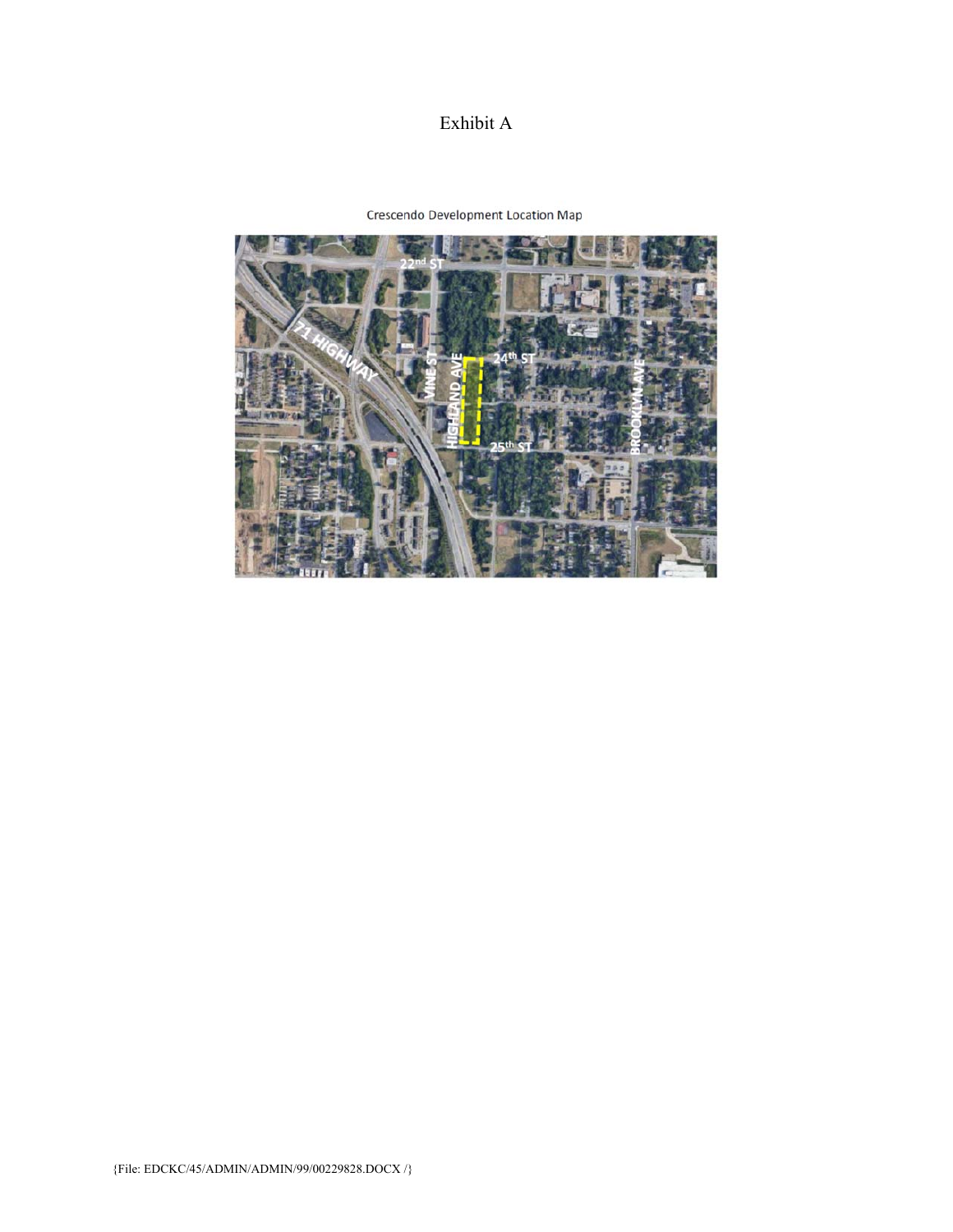Exhibit A

Crescendo Development Location Map

22nd ST

71 HIGHWAY

VINE ST

HIGHLAND AVE

24th ST

25th ST

BROOKLYN AVE